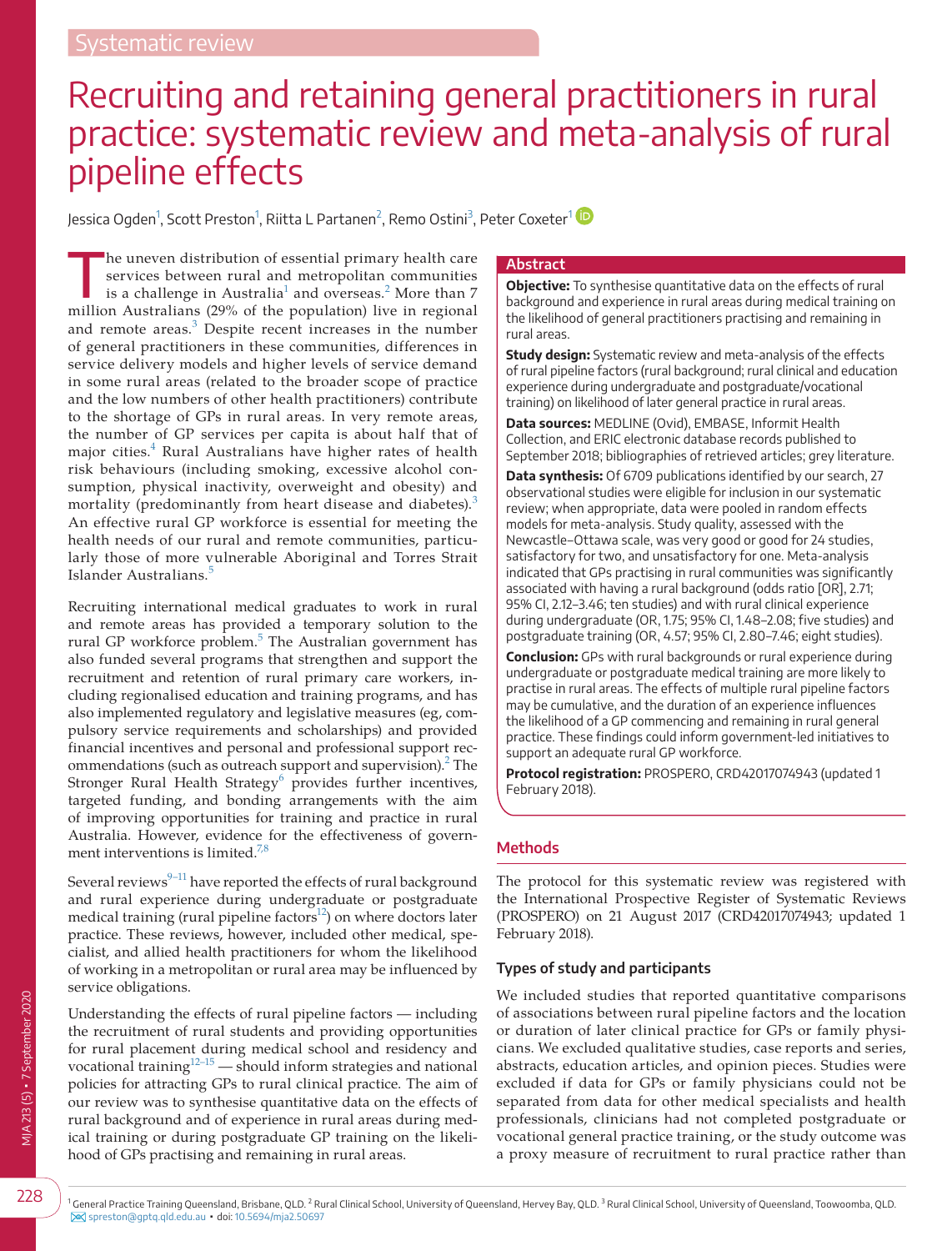Systematic review

# Recruiting and retaining general practitioners in rural practice: systematic review and meta-analysis of rural pipeline effects

Jessica Ogden[1], Scott Preston[1], Riitta L Partanen[2], Remo Ostini[3], Peter Coxeter[1]

The uneven distribution of essential primary health care services between rural and metropolitan communities is a challenge in Australia[1] and overseas.[2] More than 7 million Australians (29% of the population) live in regional and remote areas.[3] Despite recent increases in the number of general practitioners in these communities, differences in service delivery models and higher levels of service demand in some rural areas (related to the broader scope of practice and the low numbers of other health practitioners) contribute to the shortage of GPs in rural areas. In very remote areas, the number of GP services per capita is about half that of major cities.[4] Rural Australians have higher rates of health risk behaviours (including smoking, excessive alcohol consumption, physical inactivity, overweight and obesity) and mortality (predominantly from heart disease and diabetes).[3] An effective rural GP workforce is essential for meeting the health needs of our rural and remote communities, particularly those of more vulnerable Aboriginal and Torres Strait Islander Australians.[5]

Recruiting international medical graduates to work in rural and remote areas has provided a temporary solution to the rural GP workforce problem.[5] The Australian government has also funded several programs that strengthen and support the recruitment and retention of rural primary care workers, including regionalised education and training programs, and has also implemented regulatory and legislative measures (eg, compulsory service requirements and scholarships) and provided financial incentives and personal and professional support recommendations (such as outreach support and supervision).[2] The Stronger Rural Health Strategy[6] provides further incentives, targeted funding, and bonding arrangements with the aim of improving opportunities for training and practice in rural Australia. However, evidence for the effectiveness of government interventions is limited.[7,8]

Several reviews[9–11] have reported the effects of rural background and rural experience during undergraduate or postgraduate medical training (rural pipeline factors[12]) on where doctors later practice. These reviews, however, included other medical, specialist, and allied health practitioners for whom the likelihood of working in a metropolitan or rural area may be influenced by service obligations.

Understanding the effects of rural pipeline factors — including the recruitment of rural students and providing opportunities for rural placement during medical school and residency and vocational training[12–15] — should inform strategies and national policies for attracting GPs to rural clinical practice. The aim of our review was to synthesise quantitative data on the effects of rural background and of experience in rural areas during medical training or during postgraduate GP training on the likelihood of GPs practising and remaining in rural areas.

## Abstract

**Objective:** To synthesise quantitative data on the effects of rural background and experience in rural areas during medical training on the likelihood of general practitioners practising and remaining in rural areas.

**Study design:** Systematic review and meta-analysis of the effects of rural pipeline factors (rural background; rural clinical and education experience during undergraduate and postgraduate/vocational training) on likelihood of later general practice in rural areas.

**Data sources:** MEDLINE (Ovid), EMBASE, Informit Health Collection, and ERIC electronic database records published to September 2018; bibliographies of retrieved articles; grey literature.

**Data synthesis:** Of 6709 publications identified by our search, 27 observational studies were eligible for inclusion in our systematic review; when appropriate, data were pooled in random effects models for meta-analysis. Study quality, assessed with the Newcastle–Ottawa scale, was very good or good for 24 studies, satisfactory for two, and unsatisfactory for one. Meta-analysis indicated that GPs practising in rural communities was significantly associated with having a rural background (odds ratio [OR], 2.71; 95% CI, 2.12–3.46; ten studies) and with rural clinical experience during undergraduate (OR, 1.75; 95% CI, 1.48–2.08; five studies) and postgraduate training (OR, 4.57; 95% CI, 2.80–7.46; eight studies).

**Conclusion:** GPs with rural backgrounds or rural experience during undergraduate or postgraduate medical training are more likely to practise in rural areas. The effects of multiple rural pipeline factors may be cumulative, and the duration of an experience influences the likelihood of a GP commencing and remaining in rural general practice. These findings could inform government-led initiatives to support an adequate rural GP workforce.

**Protocol registration:** PROSPERO, CRD42017074943 (updated 1 February 2018).

## Methods

The protocol for this systematic review was registered with the International Prospective Register of Systematic Reviews (PROSPERO) on 21 August 2017 (CRD42017074943; updated 1 February 2018).

### Types of study and participants

We included studies that reported quantitative comparisons of associations between rural pipeline factors and the location or duration of later clinical practice for GPs or family physicians. We excluded qualitative studies, case reports and series, abstracts, education articles, and opinion pieces. Studies were excluded if data for GPs or family physicians could not be separated from data for other medical specialists and health professionals, clinicians had not completed postgraduate or vocational general practice training, or the study outcome was a proxy measure of recruitment to rural practice rather than

[1] General Practice Training Queensland, Brisbane, QLD. [2] Rural Clinical School, University of Queensland, Hervey Bay, QLD. [3] Rural Clinical School, University of Queensland, Toowoomba, QLD. spreston@gptq.qld.edu.au • doi: 10.5694/mja2.50697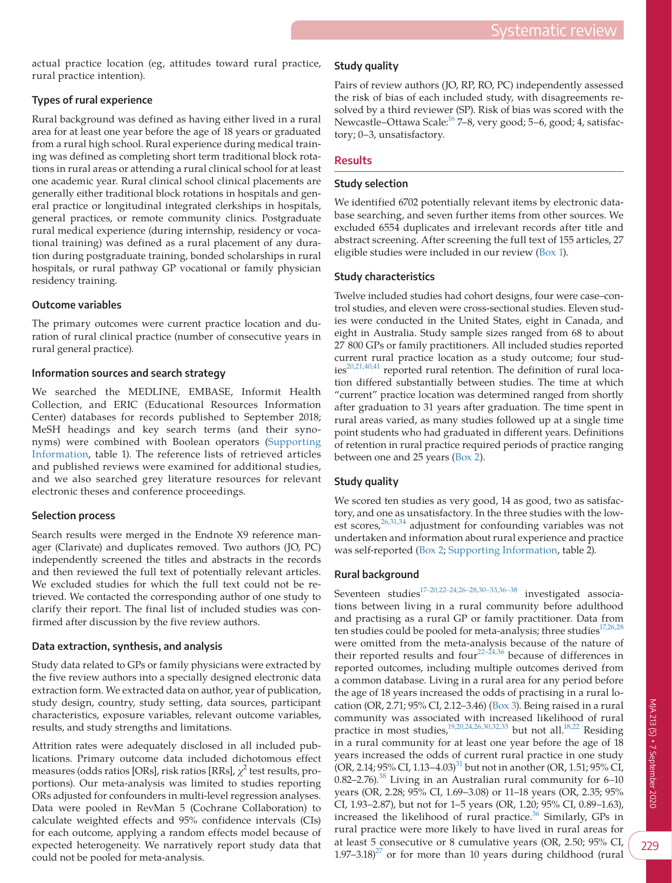actual practice location (eg, attitudes toward rural practice, rural practice intention).

### Types of rural experience

Rural background was defined as having either lived in a rural area for at least one year before the age of 18 years or graduated from a rural high school. Rural experience during medical training was defined as completing short term traditional block rotations in rural areas or attending a rural clinical school for at least one academic year. Rural clinical school clinical placements are generally either traditional block rotations in hospitals and general practice or longitudinal integrated clerkships in hospitals, general practices, or remote community clinics. Postgraduate rural medical experience (during internship, residency or vocational training) was defined as a rural placement of any duration during postgraduate training, bonded scholarships in rural hospitals, or rural pathway GP vocational or family physician residency training.

### Outcome variables

The primary outcomes were current practice location and duration of rural clinical practice (number of consecutive years in rural general practice).

### Information sources and search strategy

We searched the MEDLINE, EMBASE, Informit Health Collection, and ERIC (Educational Resources Information Center) databases for records published to September 2018; MeSH headings and key search terms (and their synonyms) were combined with Boolean operators (Supporting Information, table 1). The reference lists of retrieved articles and published reviews were examined for additional studies, and we also searched grey literature resources for relevant electronic theses and conference proceedings.

### Selection process

Search results were merged in the Endnote X9 reference manager (Clarivate) and duplicates removed. Two authors (JO, PC) independently screened the titles and abstracts in the records and then reviewed the full text of potentially relevant articles. We excluded studies for which the full text could not be retrieved. We contacted the corresponding author of one study to clarify their report. The final list of included studies was confirmed after discussion by the five review authors.

### Data extraction, synthesis, and analysis

Study data related to GPs or family physicians were extracted by the five review authors into a specially designed electronic data extraction form. We extracted data on author, year of publication, study design, country, study setting, data sources, participant characteristics, exposure variables, relevant outcome variables, results, and study strengths and limitations.

Attrition rates were adequately disclosed in all included publications. Primary outcome data included dichotomous effect measures (odds ratios [ORs], risk ratios [RRs], $\chi^2$ test results, proportions). Our meta-analysis was limited to studies reporting ORs adjusted for confounders in multi-level regression analyses. Data were pooled in RevMan 5 (Cochrane Collaboration) to calculate weighted effects and 95% confidence intervals (CIs) for each outcome, applying a random effects model because of expected heterogeneity. We narratively report study data that could not be pooled for meta-analysis.

### Study quality

Pairs of review authors (JO, RP, RO, PC) independently assessed the risk of bias of each included study, with disagreements resolved by a third reviewer (SP). Risk of bias was scored with the Newcastle–Ottawa Scale:[16] 7–8, very good; 5–6, good; 4, satisfactory; 0–3, unsatisfactory.

## Results

### Study selection

We identified 6702 potentially relevant items by electronic database searching, and seven further items from other sources. We excluded 6554 duplicates and irrelevant records after title and abstract screening. After screening the full text of 155 articles, 27 eligible studies were included in our review (Box 1).

### Study characteristics

Twelve included studies had cohort designs, four were case–control studies, and eleven were cross-sectional studies. Eleven studies were conducted in the United States, eight in Canada, and eight in Australia. Study sample sizes ranged from 68 to about 27 800 GPs or family practitioners. All included studies reported current rural practice location as a study outcome; four studies[20,21,40,41] reported rural retention. The definition of rural location differed substantially between studies. The time at which "current" practice location was determined ranged from shortly after graduation to 31 years after graduation. The time spent in rural areas varied, as many studies followed up at a single time point students who had graduated in different years. Definitions of retention in rural practice required periods of practice ranging between one and 25 years (Box 2).

### Study quality

We scored ten studies as very good, 14 as good, two as satisfactory, and one as unsatisfactory. In the three studies with the lowest scores,[26,31,34] adjustment for confounding variables was not undertaken and information about rural experience and practice was self-reported (Box 2; Supporting Information, table 2).

### Rural background

Seventeen studies[17–20,22–24,26–28,30–33,36–38] investigated associations between living in a rural community before adulthood and practising as a rural GP or family practitioner. Data from ten studies could be pooled for meta-analysis; three studies[17,26,28] were omitted from the meta-analysis because of the nature of their reported results and four[22–24,36] because of differences in reported outcomes, including multiple outcomes derived from a common database. Living in a rural area for any period before the age of 18 years increased the odds of practising in a rural location (OR, 2.71; 95% CI, 2.12–3.46) (Box 3). Being raised in a rural community was associated with increased likelihood of rural practice in most studies,[19,20,24,26,30,32,33] but not all.[18,22] Residing in a rural community for at least one year before the age of 18 years increased the odds of current rural practice in one study (OR, 2.14; 95% CI, 1.13–4.03)[31] but not in another (OR, 1.51; 95% CI, 0.82–2.76).[38] Living in an Australian rural community for 6–10 years (OR, 2.28; 95% CI, 1.69–3.08) or 11–18 years (OR, 2.35; 95% CI, 1.93–2.87), but not for 1–5 years (OR, 1.20; 95% CI, 0.89–1.63), increased the likelihood of rural practice.[36] Similarly, GPs in rural practice were more likely to have lived in rural areas for at least 5 consecutive or 8 cumulative years (OR, 2.50; 95% CI, 1.97–3.18)[27] or for more than 10 years during childhood (rural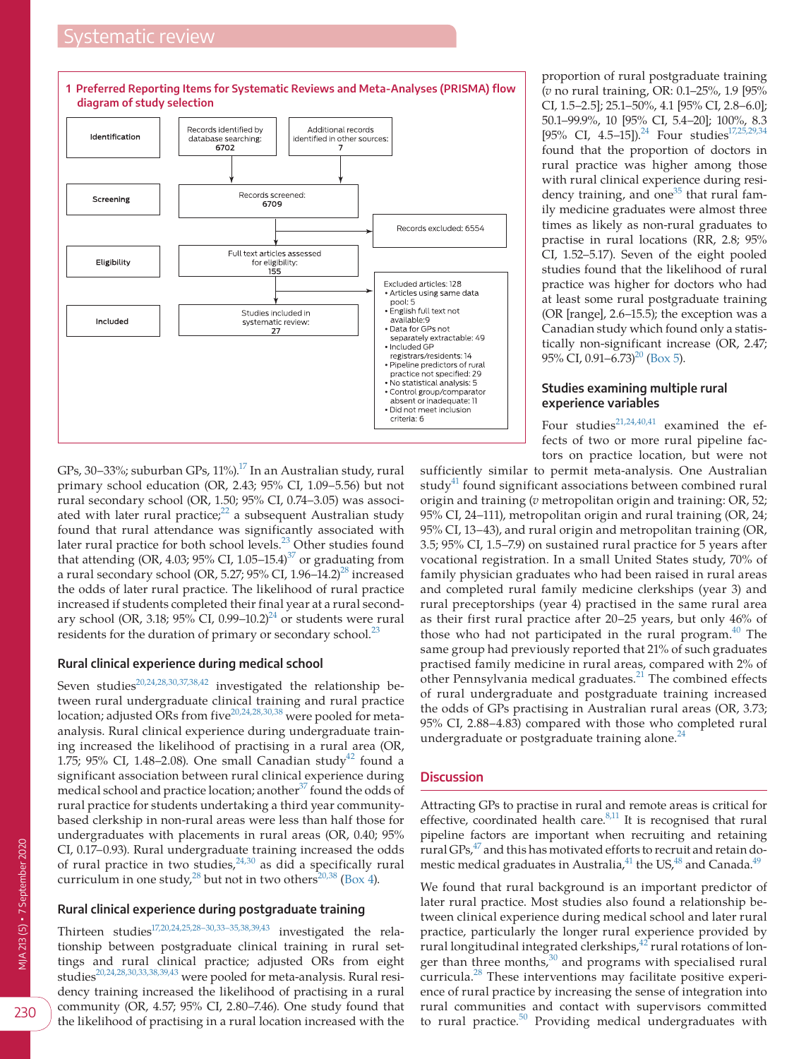**1 Preferred Reporting Items for Systematic Reviews and Meta-Analyses (PRISMA) flow diagram of study selection**

| Stage | | |
|---|---|---|
| Identification | Records identified by database searching: 6702 | Additional records identified in other sources: 7 |
| Screening | Records screened: 6709 | Records excluded: 6554 |
| Eligibility | Full text articles assessed for eligibility: 155 | Excluded articles: 128 • Articles using same data pool: 5 • English full text not available: 9 • Data for GPs not separately extractable: 49 • Included GP registrars/residents: 14 • Pipeline predictors of rural practice not specified: 29 • No statistical analysis: 5 • Control group/comparator absent or inadequate: 11 • Did not meet inclusion criteria: 6 |
| Included | Studies included in systematic review: 27 | |

GPs, 30–33%; suburban GPs, 11%).[17] In an Australian study, rural primary school education (OR, 2.43; 95% CI, 1.09–5.56) but not rural secondary school (OR, 1.50; 95% CI, 0.74–3.05) was associated with later rural practice;[22] a subsequent Australian study found that rural attendance was significantly associated with later rural practice for both school levels.[23] Other studies found that attending (OR, 4.03; 95% CI, 1.05–15.4)[37] or graduating from a rural secondary school (OR, 5.27; 95% CI, 1.96–14.2)[28] increased the odds of later rural practice. The likelihood of rural practice increased if students completed their final year at a rural secondary school (OR, 3.18; 95% CI, 0.99–10.2)[24] or students were rural residents for the duration of primary or secondary school.[23]

### Rural clinical experience during medical school

Seven studies[20,24,28,30,37,38,42] investigated the relationship between rural undergraduate clinical training and rural practice location; adjusted ORs from five[20,24,28,30,38] were pooled for meta-analysis. Rural clinical experience during undergraduate training increased the likelihood of practising in a rural area (OR, 1.75; 95% CI, 1.48–2.08). One small Canadian study[42] found a significant association between rural clinical experience during medical school and practice location; another[37] found the odds of rural practice for students undertaking a third year community-based clerkship in non-rural areas were less than half those for undergraduates with placements in rural areas (OR, 0.40; 95% CI, 0.17–0.93). Rural undergraduate training increased the odds of rural practice in two studies,[24,30] as did a specifically rural curriculum in one study,[28] but not in two others[20,38] (Box 4).

### Rural clinical experience during postgraduate training

Thirteen studies[17,20,24,25,28–30,33–35,38,39,43] investigated the relationship between postgraduate clinical training in rural settings and rural clinical practice; adjusted ORs from eight studies[20,24,28,30,33,38,39,43] were pooled for meta-analysis. Rural residency training increased the likelihood of practising in a rural community (OR, 4.57; 95% CI, 2.80–7.46). One study found that the likelihood of practising in a rural location increased with the proportion of rural postgraduate training (*v* no rural training, OR: 0.1–25%, 1.9 [95% CI, 1.5–2.5]; 25.1–50%, 4.1 [95% CI, 2.8–6.0]; 50.1–99.9%, 10 [95% CI, 5.4–20]; 100%, 8.3 [95% CI, 4.5–15]).[24] Four studies[17,25,29,34] found that the proportion of doctors in rural practice was higher among those with rural clinical experience during residency training, and one[35] that rural family medicine graduates were almost three times as likely as non-rural graduates to practise in rural locations (RR, 2.8; 95% CI, 1.52–5.17). Seven of the eight pooled studies found that the likelihood of rural practice was higher for doctors who had at least some rural postgraduate training (OR [range], 2.6–15.5); the exception was a Canadian study which found only a statistically non-significant increase (OR, 2.47; 95% CI, 0.91–6.73)[20] (Box 5).

### Studies examining multiple rural experience variables

Four studies[21,24,40,41] examined the effects of two or more rural pipeline factors on practice location, but were not sufficiently similar to permit meta-analysis. One Australian study[41] found significant associations between combined rural origin and training (*v* metropolitan origin and training: OR, 52; 95% CI, 24–111), metropolitan origin and rural training (OR, 24; 95% CI, 13–43), and rural origin and metropolitan training (OR, 3.5; 95% CI, 1.5–7.9) on sustained rural practice for 5 years after vocational registration. In a small United States study, 70% of family physician graduates who had been raised in rural areas and completed rural family medicine clerkships (year 3) and rural preceptorships (year 4) practised in the same rural area as their first rural practice after 20–25 years, but only 46% of those who had not participated in the rural program.[40] The same group had previously reported that 21% of such graduates practised family medicine in rural areas, compared with 2% of other Pennsylvania medical graduates.[21] The combined effects of rural undergraduate and postgraduate training increased the odds of GPs practising in Australian rural areas (OR, 3.73; 95% CI, 2.88–4.83) compared with those who completed rural undergraduate or postgraduate training alone.[24]

## Discussion

Attracting GPs to practise in rural and remote areas is critical for effective, coordinated health care.[8,11] It is recognised that rural pipeline factors are important when recruiting and retaining rural GPs,[47] and this has motivated efforts to recruit and retain domestic medical graduates in Australia,[41] the US,[48] and Canada.[49]

We found that rural background is an important predictor of later rural practice. Most studies also found a relationship between clinical experience during medical school and later rural practice, particularly the longer rural experience provided by rural longitudinal integrated clerkships,[42] rural rotations of longer than three months,[30] and programs with specialised rural curricula.[28] These interventions may facilitate positive experience of rural practice by increasing the sense of integration into rural communities and contact with supervisors committed to rural practice.[50] Providing medical undergraduates with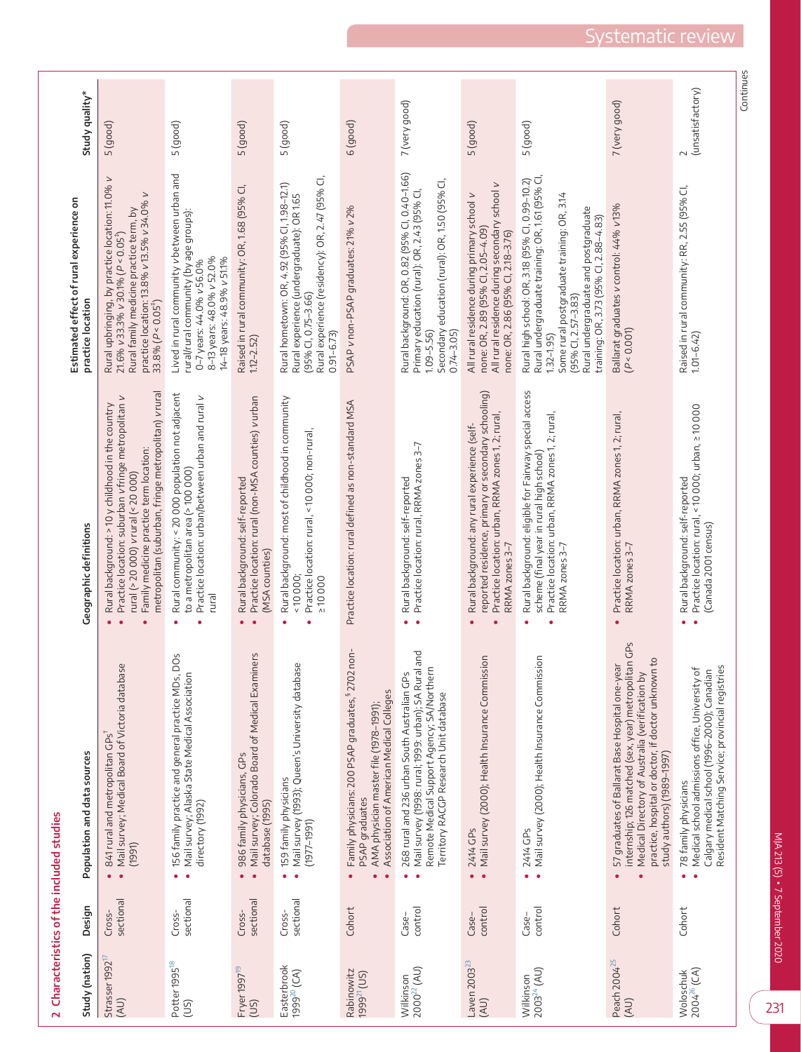## 2 Characteristics of the included studies

| Study (nation) | Design | Population and data sources | Geographic definitions | Estimated effect of rural experience on practice location | Study quality* |
|---|---|---|---|---|---|
| Strasser 1992[17] (AU) | Cross-sectional | • 841 rural and metropolitan GPs[†] • Mail survey; Medical Board of Victoria database (1991) | • Rural background: > 10 y childhood in the country • Practice location: suburban *v* fringe metropolitan *v* rural (> 20 000) *v* rural (< 20 000) • Family medicine practice term location: metropolitan (suburban, fringe metropolitan) *v* rural | Rural upbringing, by practice location: 11.0% *v* 21.6% *v* 33.3% *v* 30.1% ($P < 0.05^{‡}$) Rural family medicine practice term, by practice location: 13.8% *v* 13.5% *v* 34.0% *v* 33.8% ($P < 0.05^{‡}$) | 5 (good) |
| Potter 1995[18] (US) | Cross-sectional | • 156 family practice and general practice MDs, DOs • Mail survey; Alaska State Medical Association directory (1992) | • Rural community: < 20 000 population not adjacent to a metropolitan area (> 100 000) • Practice location: urban/between urban and rural *v* rural | Lived in rural community *v* between urban and rural/rural community (by age groups): 0–7 years: 44.0% *v* 56.0% 8–13 years: 48.0% *v* 52.0% 14–18 years: 48.9% *v* 51.1% | 5 (good) |
| Fryer 1997[19] (US) | Cross-sectional | • 986 family physicians, GPs • Mail survey; Colorado Board of Medical Examiners database (1995) | • Rural background: self-reported • Practice location: rural (non-MSA counties) *v* urban (MSA counties) | Raised in rural community: OR, 1.68 (95% CI, 1.12–2.52) | 5 (good) |
| Easterbrook 1999[20] (CA) | Cross-sectional | • 159 family physicians • Mail survey (1993); Queen's University database (1977–1991) | • Rural background: most of childhood in community < 10 000; • Practice location: rural, < 10 000; non-rural, ≥ 10 000 | Rural hometown: OR, 4.92 (95% CI, 1.98–12.1) Rural experience (undergraduate): OR 1.65 (95% CI, 0.75–3.66) Rural experience (residency): OR, 2.47 (95% CI, 0.91–6.73) | 5 (good) |
| Rabinowitz 1999[21] (US) | Cohort | • Family physicians: 200 PSAP graduates,[§] 2702 non-PSAP graduates • AMA physician master file (1978–1991); Association of American Medical Colleges | Practice location: rural defined as non-standard MSA | PSAP *v* non-PSAP graduates: 21% *v* 2% | 6 (good) |
| Wilkinson 2000[22] (AU) | Case–control | • 268 rural and 236 urban South Australian GPs • Mail survey (1998: rural; 1999: urban); SA Rural and Remote Medical Support Agency; SA/Northern Territory RACGP Research Unit database | • Rural background: self-reported • Practice location: rural, RRMA zones 3–7 | Rural background: OR, 0.82 (95% CI, 0.40–1.66) Primary education (rural): OR, 2.43 (95% CI, 1.09–5.56) Secondary education (rural): OR, 1.50 (95% CI, 0.74–3.05) | 7 (very good) |
| Laven 2003[23] (AU) | Case–control | • 2414 GPs • Mail survey (2000); Health Insurance Commission | • Rural background: any rural experience (self-reported residence, primary or secondary schooling) • Practice location: urban, RRMA zones 1, 2; rural, RRMA zones 3–7 | All rural residence during primary school *v* none: OR, 2.89 (95% CI, 2.05–4.09) All rural residence during secondary school *v* none: OR, 2.86 (95% CI, 2.18–3.76) | 5 (good) |
| Wilkinson 2003[24] (AU) | Case–control | • 2414 GPs • Mail survey (2000); Health Insurance Commission | • Rural background: eligible for Fairway special access scheme (final year in rural high school) • Practice location: urban, RRMA zones 1, 2; rural, RRMA zones 3–7 | Rural high school: OR, 3.18 (95% CI, 0.99–10.2) Rural undergraduate training: OR, 1.61 (95% CI, 1.32–1.95) Some rural postgraduate training: OR, 3.14 (95% CI, 2.57–3.83) Rural undergraduate and postgraduate training: OR, 3.73 (95% CI, 2.88–4.83) | 5 (good) |
| Peach 2004[25] (AU) | Cohort | • 57 graduates of Ballarat Base Hospital one-year internship; 126 matched (sex, year) metropolitan GPs • Medical Directory of Australia (verification by practice, hospital or doctor, if doctor unknown to study authors) (1989–1997) | • Practice location: urban, RRMA zones 1, 2; rural, RRMA zones 3–7 | Ballarat graduates *v* control: 44% *v* 13% ($P < 0.001$) | 7 (very good) |
| Woloschuk 2004[26] (CA) | Cohort | • 78 family physicians • Medical school admissions office, University of Calgary medical school (1996–2000); Canadian Resident Matching Service; provincial registries | • Rural background: self-reported • Practice location: rural, < 10 000; urban, ≥ 10 000 (Canada 2001 census) | Raised in rural community: RR, 2.55 (95% CI, 1.01–6.42) | 2 (unsatisfactory) |

Continues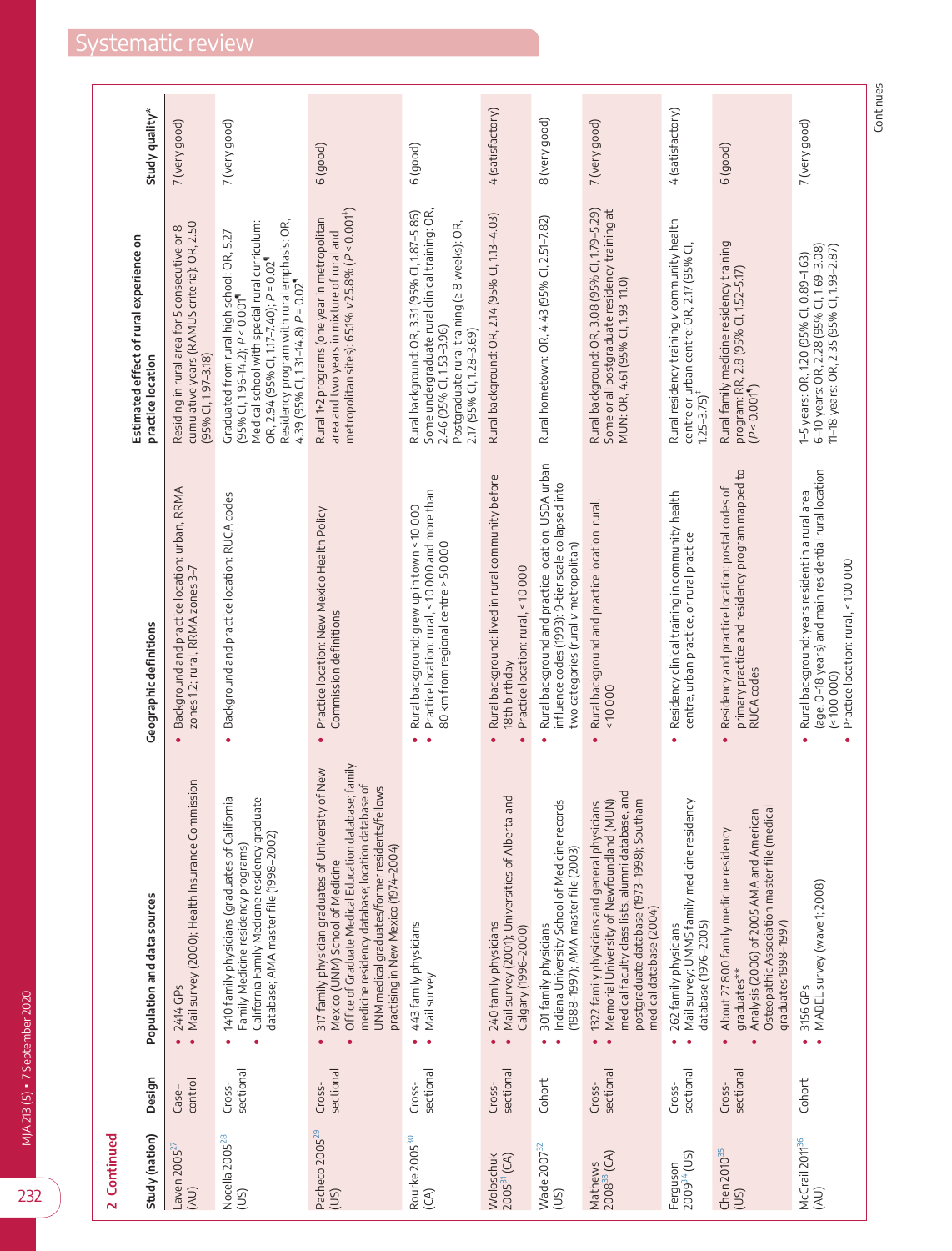## 2 Continued

| Study (nation) | Design | Population and data sources | Geographic definitions | Estimated effect of rural experience on practice location | Study quality* |
|---|---|---|---|---|---|
| Laven 2005[27] (AU) | Case–control | • 2414 GPs<br>• Mail survey (2000); Health Insurance Commission | • Background and practice location: urban, RRMA zones 1,2; rural, RRMA zones 3–7 | Residing in rural area for 5 consecutive or 8 cumulative years (RAMUS criteria): OR, 2.50 (95% CI, 1.97–3.18) | 7 (very good) |
| Nocella 2005[28] (US) | Cross-sectional | • 1410 family physicians (graduates of California Family Medicine residency programs)<br>• California Family Medicine residency graduate database; AMA master file (1998–2002) | • Background and practice location: RUCA codes | Graduated from rural high school: OR, 5.27 (95% CI, 1.96–14.2); $P < 0.001$¶<br>Medical school with special rural curriculum: OR, 2.94 (95% CI, 1.17–7.40); $P = 0.02$¶<br>Residency program with rural emphasis: OR, 4.39 (95% CI, 1.31–14.8) $P = 0.02$¶ | 7 (very good) |
| Pacheco 2005[29] (US) | Cross-sectional | • 317 family physician graduates of University of New Mexico (UNM) School of Medicine<br>• Office of Graduate Medical Education database; family medicine residency database; location database of UNM medical graduates/former residents/fellows practising in New Mexico (1974–2004) | • Practice location: New Mexico Health Policy Commission definitions | Rural 1+2 programs (one year in metropolitan area and two years in mixture of rural and metropolitan sites): 65.1% v 25.8% ($P < 0.001$†) | 6 (good) |
| Rourke 2005[30] (CA) | Cross-sectional | • 443 family physicians<br>• Mail survey | • Rural background: grew up in town < 10 000<br>• Practice location: rural, < 10 000 and more than 80 km from regional centre > 50 000 | Rural background: OR, 3.31 (95% CI, 1.87–5.86)<br>Some undergraduate rural clinical training: OR, 2.46 (95% CI, 1.53–3.96)<br>Postgraduate rural training (≥ 8 weeks): OR, 2.17 (95% CI, 1.28–3.69) | 6 (good) |
| Woloschuk 2005[31] (CA) | Cross-sectional | • 240 family physicians<br>• Mail survey (2001); Universities of Alberta and Calgary (1996–2000) | • Rural background: lived in rural community before 18th birthday<br>• Practice location: rural, < 10 000 | Rural background: OR, 2.14 (95% CI, 1.13–4.03) | 4 (satisfactory) |
| Wade 2007[32] (US) | Cohort | • 301 family physicians<br>• Indiana University School of Medicine records (1988–1997); AMA master file (2003) | • Rural background and practice location: USDA urban influence codes (1993): 9-tier scale collapsed into two categories (rural v metropolitan) | Rural hometown: OR, 4.43 (95% CI, 2.51–7.82) | 8 (very good) |
| Mathews 2008[33] (CA) | Cross-sectional | • 1322 family physicians and general physicians<br>• Memorial University of Newfoundland (MUN) medical faculty class lists, alumni database, and postgraduate database (1973–1998); Southam medical database (2004) | • Rural background and practice location: rural, < 10 000 | Rural background: OR, 3.08 (95% CI, 1.79–5.29)<br>Some or all postgraduate residency training at MUN: OR, 4.61 (95% CI, 1.93–11.0) | 7 (very good) |
| Ferguson 2009[34] (US) | Cross-sectional | • 262 family physicians<br>• Mail survey; UMMS family medicine residency database (1976–2005) | • Residency clinical training in community health centre, urban practice, or rural practice | Rural residency training v community health centre or urban centre: OR, 2.17 (95% CI, 1.25–3.75)† | 4 (satisfactory) |
| Chen 2010[35] (US) | Cross-sectional | • About 27 800 family medicine residency graduates**<br>• Analysis (2006) of 2005 AMA and American Osteopathic Association master file (medical graduates 1998–1997) | • Residency and practice location: postal codes of primary practice and residency program mapped to RUCA codes | Rural family medicine residency training program: RR, 2.8 (95% CI, 1.52–5.17) ($P < 0.001$¶) | 6 (good) |
| McGrail 2011[36] (AU) | Cohort | • 3156 GPs<br>• MABEL survey (wave 1; 2008) | • Rural background: years resident in a rural area (age, 0–18 years) and main residential rural location (< 100 000)<br>• Practice location: rural, < 100 000 | 1–5 years: OR, 1.20 (95% CI, 0.89–1.63)<br>6–10 years: OR, 2.28 (95% CI, 1.69–3.08)<br>11–18 years: OR, 2.35 (95% CI, 1.93–2.87) | 7 (very good) |

Continues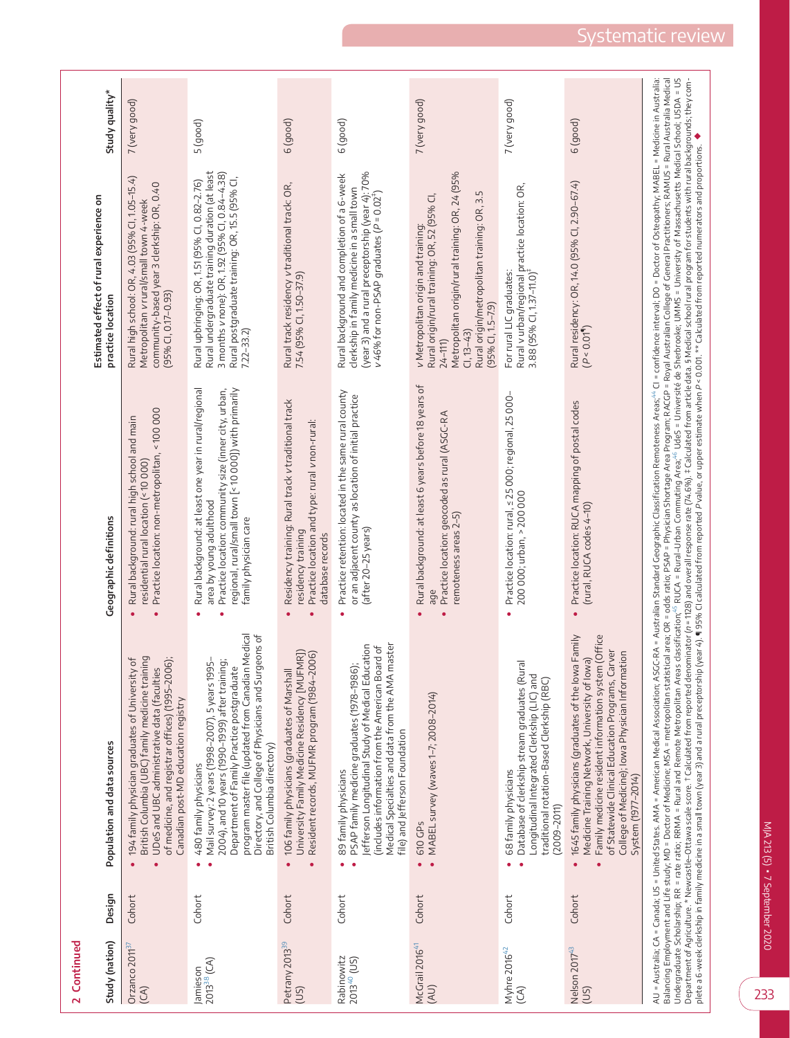## 2 Continued

| Study (nation) | Design | Population and data sources | Geographic definitions | Estimated effect of rural experience on practice location | Study quality* |
|---|---|---|---|---|---|
| Orzanco 2011[37] (CA) | Cohort | • 194 family physician graduates of University of British Columbia (UBC) family medicine training<br>• UDeS and UBC administrative data (faculties of medicine, and registrar offices) (1995–2006); Canadian post-MD education registry | • Rural background: rural high school and main residential rural location (< 10 000)<br>• Practice location: non-metropolitan, < 100 000 | Rural high school: OR, 4.03 (95% CI, 1.05–15.4)<br>Metropolitan *v* rural/small town 4-week community-based year 3 clerkship: OR, 0.40 (95% CI, 0.17–0.93) | 7 (very good) |
| Jamieson 2013[38] (CA) | Cohort | • 480 family physicians<br>• Mail survey: 2 years (1998–2007), 5 years 1995–2004), and 10 years (1990–1999) after training; Department of Family Practice postgraduate program master file (updated from Canadian Medical Directory, and College of Physicians and Surgeons of British Columbia directory) | • Rural background: at least one year in rural/regional area by young adulthood<br>• Practice location: community size (inner city, urban, regional, rural/small town [< 10 000]) with primarily family physician care | Rural upbringing: OR, 1.51 (95% CI, 0.82–2.76)<br>Rural undergraduate training duration (at least 3 months *v* none): OR, 1.92 (95% CI, 0.84–4.38)<br>Rural postgraduate training: OR, 15.5 (95% CI, 7.22–33.2) | 5 (good) |
| Petrany 2013[39] (US) | Cohort | • 106 family physicians (graduates of Marshall University Family Medicine Residency [MUFMR])<br>• Resident records, MUFMR program (1984–2006) | • Residency training: Rural track *v* traditional track residency training<br>• Practice location and type: rural *v* non-rural: database records | Rural track residency *v* traditional track: OR, 7.54 (95% CI, 1.50–37.9) | 6 (good) |
| Rabinowitz 2013[40] (US) | Cohort | • 89 family physicians<br>• PSAP family medicine graduates (1978–1986); Jefferson Longitudinal Study of Medical Education (includes information from the American Board of Medical Specialties and data from the AMA master file) and Jefferson Foundation | • Practice retention: located in the same rural county or an adjacent county as location of initial practice (after 20–25 years) | Rural background and completion of a 6-week clerkship in family medicine in a small town (year 3) and a rural preceptorship (year 4): 70% *v* 46% for non-PSAP graduates ($P = 0.02$[†]) | 6 (good) |
| McGrail 2016[41] (AU) | Cohort | • 610 GPs<br>• MABEL survey (waves 1–7; 2008–2014) | • Rural background: at least 6 years before 18 years of age<br>• Practice location: geocoded as rural (ASGC-RA remoteness areas 2–5) | *v* Metropolitan origin and training:<br>Rural origin/rural training: OR, 52 (95% CI, 24–111)<br>Metropolitan origin/rural training: OR, 24 (95% CI, 13–43)<br>Rural origin/metropolitan training: OR, 3.5 (95% CI, 1.5–7.9) | 7 (very good) |
| Myhre 2016[42] (CA) | Cohort | • 68 family physicians<br>• Database of clerkship stream graduates (Rural Longitudinal Integrated Clerkship (LIC) and traditional rotation-Based Clerkship (RBC) (2009–2011) | • Practice location: rural, ≤ 25 000; regional, 25 000–200 000; urban, > 200 000 | For rural LIC graduates:<br>Rural *v* urban/regional practice location: OR, 3.88 (95% CI, 1.37–11.0)[‡] | 7 (very good) |
| Nelson 2017[43] (US) | Cohort | • 1645 family physicians (graduates of the Iowa Family Medicine Training Network, University of Iowa)<br>• Family medicine resident information system (Office of Statewide Clinical Education Programs, Carver College of Medicine); Iowa Physician Information System (1977–2014) | • Practice location: RUCA mapping of postal codes (rural, RUCA codes 4–10) | Rural residency: OR, 14.0 (95% CI, 2.90–67.4) ($P < 0.01$[¶]) | 6 (good) |

AU = Australia; CA = Canada; US = United States. AMA = American Medical Association; ASGC-RA = Australian Standard Geographic Classification Remoteness Areas;[44] CI = confidence interval; DO = Doctor of Osteopathy; MABEL = Medicine in Australia: Balancing Employment and Life study; MD = Doctor of Medicine; MSA = metropolitan statistical area; OR = odds ratio; PSAP = Physician Shortage Area Program; RACGP = Royal Australian College of General Practitioners; RAMUS = Rural Australia Medical Undergraduate Scholarship; RR = rate ratio; RRMA = Rural and Remote Metropolitan Areas classification;[45] RUCA = Rural–Urban Commuting Area;[46] UdeS = Université de Sherbrooke; UMMS = University of Massachusetts Medical School; USDA = US Department of Agriculture. * Newcastle–Ottawa scale score. † Calculated from reported denominator ($n$ = 128) and overall response rate (74.6%). ‡ Calculated from article data. § Medical school rural program for students with rural backgrounds; they complete a 6-week clerkship in family medicine in a small town (year 3) and a rural preceptorship (year 4). ¶ 95% CI calculated from reported $P$ value, or upper estimate when $P < 0.001$. ** Calculated from reported numerators and proportions. ◆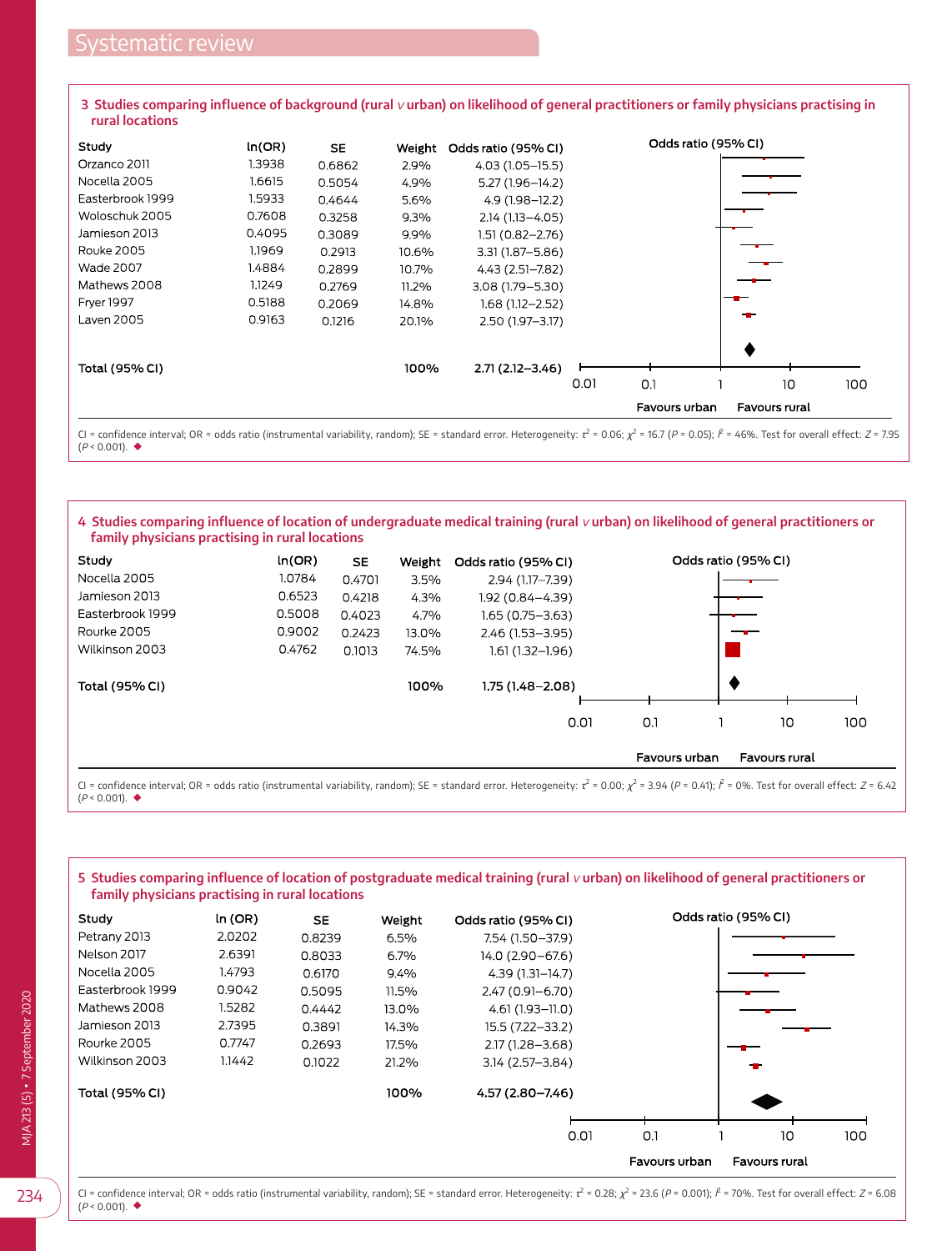**3 Studies comparing influence of background (rural *v* urban) on likelihood of general practitioners or family physicians practising in rural locations**

| Study | ln(OR) | SE | Weight | Odds ratio (95% CI) |
|---|---|---|---|---|
| Orzanco 2011 | 1.3938 | 0.6862 | 2.9% | 4.03 (1.05–15.5) |
| Nocella 2005 | 1.6615 | 0.5054 | 4.9% | 5.27 (1.96–14.2) |
| Easterbrook 1999 | 1.5933 | 0.4644 | 5.6% | 4.9 (1.98–12.2) |
| Woloschuk 2005 | 0.7608 | 0.3258 | 9.3% | 2.14 (1.13–4.05) |
| Jamieson 2013 | 0.4095 | 0.3089 | 9.9% | 1.51 (0.82–2.76) |
| Rouke 2005 | 1.1969 | 0.2913 | 10.6% | 3.31 (1.87–5.86) |
| Wade 2007 | 1.4884 | 0.2899 | 10.7% | 4.43 (2.51–7.82) |
| Mathews 2008 | 1.1249 | 0.2769 | 11.2% | 3.08 (1.79–5.30) |
| Fryer 1997 | 0.5188 | 0.2069 | 14.8% | 1.68 (1.12–2.52) |
| Laven 2005 | 0.9163 | 0.1216 | 20.1% | 2.50 (1.97–3.17) |
| Total (95% CI) | | | 100% | 2.71 (2.12–3.46) |

Odds ratio (95% CI): 0.01, 0.1, 1, 10, 100 — Favours urban | Favours rural

CI = confidence interval; OR = odds ratio (instrumental variability, random); SE = standard error. Heterogeneity: $\tau^2$ = 0.06; $\chi^2$ = 16.7 ($P$ = 0.05); $I^2$ = 46%. Test for overall effect: $Z$ = 7.95 ($P$ < 0.001). ◆

**4 Studies comparing influence of location of undergraduate medical training (rural *v* urban) on likelihood of general practitioners or family physicians practising in rural locations**

| Study | ln(OR) | SE | Weight | Odds ratio (95% CI) |
|---|---|---|---|---|
| Nocella 2005 | 1.0784 | 0.4701 | 3.5% | 2.94 (1.17–7.39) |
| Jamieson 2013 | 0.6523 | 0.4218 | 4.3% | 1.92 (0.84–4.39) |
| Easterbrook 1999 | 0.5008 | 0.4023 | 4.7% | 1.65 (0.75–3.63) |
| Rourke 2005 | 0.9002 | 0.2423 | 13.0% | 2.46 (1.53–3.95) |
| Wilkinson 2003 | 0.4762 | 0.1013 | 74.5% | 1.61 (1.32–1.96) |
| Total (95% CI) | | | 100% | 1.75 (1.48–2.08) |

Odds ratio (95% CI): 0.01, 0.1, 1, 10, 100 — Favours urban | Favours rural

CI = confidence interval; OR = odds ratio (instrumental variability, random); SE = standard error. Heterogeneity: $\tau^2$ = 0.00; $\chi^2$ = 3.94 ($P$ = 0.41); $I^2$ = 0%. Test for overall effect: $Z$ = 6.42 ($P$ < 0.001). ◆

**5 Studies comparing influence of location of postgraduate medical training (rural *v* urban) on likelihood of general practitioners or family physicians practising in rural locations**

| Study | ln (OR) | SE | Weight | Odds ratio (95% CI) |
|---|---|---|---|---|
| Petrany 2013 | 2.0202 | 0.8239 | 6.5% | 7.54 (1.50–37.9) |
| Nelson 2017 | 2.6391 | 0.8033 | 6.7% | 14.0 (2.90–67.6) |
| Nocella 2005 | 1.4793 | 0.6170 | 9.4% | 4.39 (1.31–14.7) |
| Easterbrook 1999 | 0.9042 | 0.5095 | 11.5% | 2.47 (0.91–6.70) |
| Mathews 2008 | 1.5282 | 0.4442 | 13.0% | 4.61 (1.93–11.0) |
| Jamieson 2013 | 2.7395 | 0.3891 | 14.3% | 15.5 (7.22–33.2) |
| Rourke 2005 | 0.7747 | 0.2693 | 17.5% | 2.17 (1.28–3.68) |
| Wilkinson 2003 | 1.1442 | 0.1022 | 21.2% | 3.14 (2.57–3.84) |
| Total (95% CI) | | | 100% | 4.57 (2.80–7.46) |

Odds ratio (95% CI): 0.01, 0.1, 1, 10, 100 — Favours urban | Favours rural

CI = confidence interval; OR = odds ratio (instrumental variability, random); SE = standard error. Heterogeneity: $\tau^2$ = 0.28; $\chi^2$ = 23.6 ($P$ = 0.001); $I^2$ = 70%. Test for overall effect: $Z$ = 6.08 ($P$ < 0.001). ◆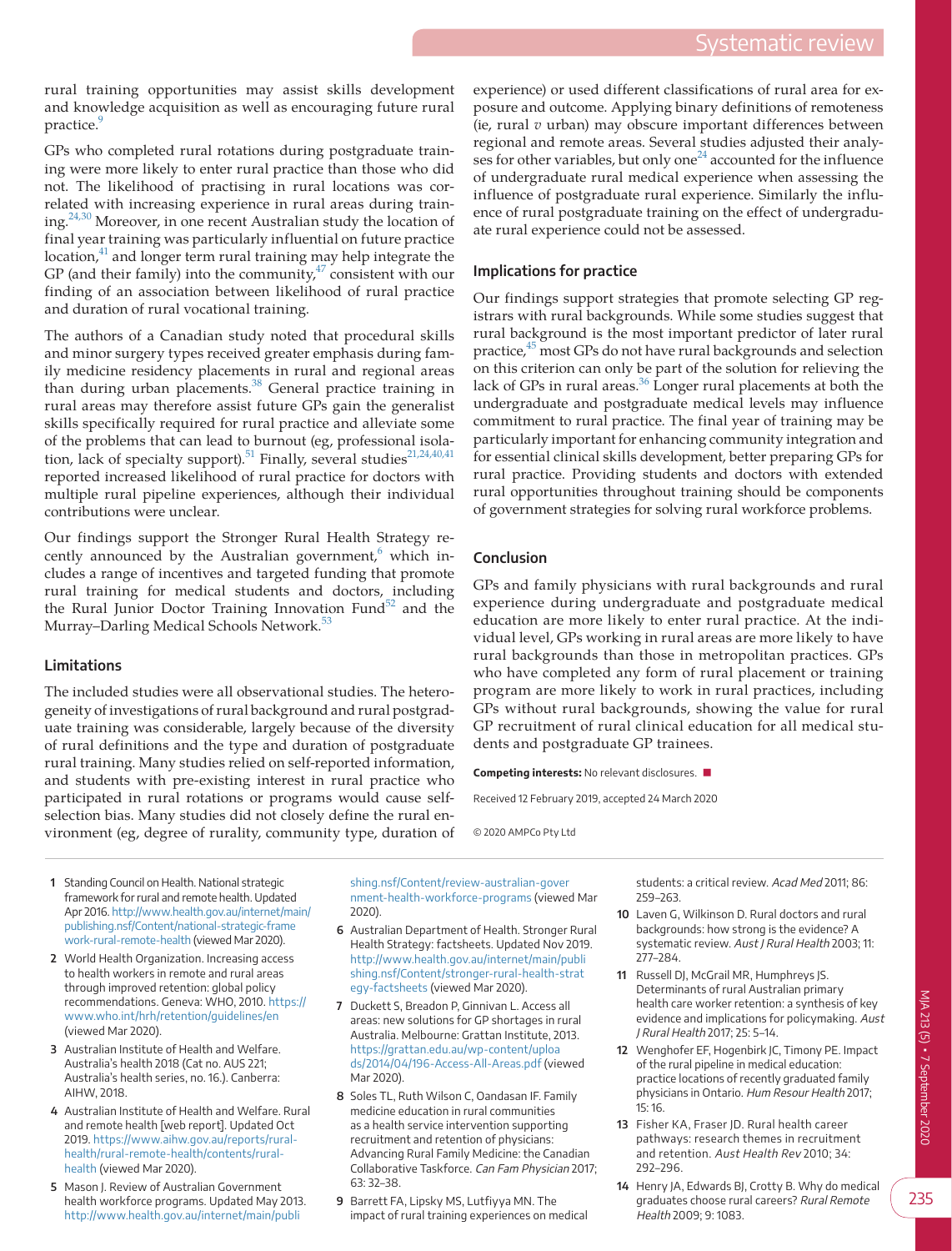rural training opportunities may assist skills development and knowledge acquisition as well as encouraging future rural practice.[9]

GPs who completed rural rotations during postgraduate training were more likely to enter rural practice than those who did not. The likelihood of practising in rural locations was correlated with increasing experience in rural areas during training.[24,30] Moreover, in one recent Australian study the location of final year training was particularly influential on future practice location,[41] and longer term rural training may help integrate the GP (and their family) into the community,[47] consistent with our finding of an association between likelihood of rural practice and duration of rural vocational training.

The authors of a Canadian study noted that procedural skills and minor surgery types received greater emphasis during family medicine residency placements in rural and regional areas than during urban placements.[38] General practice training in rural areas may therefore assist future GPs gain the generalist skills specifically required for rural practice and alleviate some of the problems that can lead to burnout (eg, professional isolation, lack of specialty support).[51] Finally, several studies[21,24,40,41] reported increased likelihood of rural practice for doctors with multiple rural pipeline experiences, although their individual contributions were unclear.

Our findings support the Stronger Rural Health Strategy recently announced by the Australian government,[6] which includes a range of incentives and targeted funding that promote rural training for medical students and doctors, including the Rural Junior Doctor Training Innovation Fund[52] and the Murray–Darling Medical Schools Network.[53]

### Limitations

The included studies were all observational studies. The heterogeneity of investigations of rural background and rural postgraduate training was considerable, largely because of the diversity of rural definitions and the type and duration of postgraduate rural training. Many studies relied on self-reported information, and students with pre-existing interest in rural practice who participated in rural rotations or programs would cause self-selection bias. Many studies did not closely define the rural environment (eg, degree of rurality, community type, duration of experience) or used different classifications of rural area for exposure and outcome. Applying binary definitions of remoteness (ie, rural *v* urban) may obscure important differences between regional and remote areas. Several studies adjusted their analyses for other variables, but only one[24] accounted for the influence of undergraduate rural medical experience when assessing the influence of postgraduate rural experience. Similarly the influence of rural postgraduate training on the effect of undergraduate rural experience could not be assessed.

### Implications for practice

Our findings support strategies that promote selecting GP registrars with rural backgrounds. While some studies suggest that rural background is the most important predictor of later rural practice,[45] most GPs do not have rural backgrounds and selection on this criterion can only be part of the solution for relieving the lack of GPs in rural areas.[36] Longer rural placements at both the undergraduate and postgraduate medical levels may influence commitment to rural practice. The final year of training may be particularly important for enhancing community integration and for essential clinical skills development, better preparing GPs for rural practice. Providing students and doctors with extended rural opportunities throughout training should be components of government strategies for solving rural workforce problems.

## Conclusion

GPs and family physicians with rural backgrounds and rural experience during undergraduate and postgraduate medical education are more likely to enter rural practice. At the individual level, GPs working in rural areas are more likely to have rural backgrounds than those in metropolitan practices. GPs who have completed any form of rural placement or training program are more likely to work in rural practices, including GPs without rural backgrounds, showing the value for rural GP recruitment of rural clinical education for all medical students and postgraduate GP trainees.

**Competing interests:** No relevant disclosures. ■

Received 12 February 2019, accepted 24 March 2020

© 2020 AMPCo Pty Ltd

1. Standing Council on Health. National strategic framework for rural and remote health. Updated Apr 2016. http://www.health.gov.au/internet/main/publishing.nsf/Content/national-strategic-framework-rural-remote-health (viewed Mar 2020).
2. World Health Organization. Increasing access to health workers in remote and rural areas through improved retention: global policy recommendations. Geneva: WHO, 2010. https://www.who.int/hrh/retention/guidelines/en (viewed Mar 2020).
3. Australian Institute of Health and Welfare. Australia's health 2018 (Cat no. AUS 221; Australia's health series, no. 16.). Canberra: AIHW, 2018.
4. Australian Institute of Health and Welfare. Rural and remote health [web report]. Updated Oct 2019. https://www.aihw.gov.au/reports/rural-health/rural-remote-health/contents/rural-health (viewed Mar 2020).
5. Mason J. Review of Australian Government health workforce programs. Updated May 2013. http://www.health.gov.au/internet/main/publishing.nsf/Content/review-australian-government-health-workforce-programs (viewed Mar 2020).
6. Australian Department of Health. Stronger Rural Health Strategy: factsheets. Updated Nov 2019. http://www.health.gov.au/internet/main/publishing.nsf/Content/stronger-rural-health-strategy-factsheets (viewed Mar 2020).
7. Duckett S, Breadon P, Ginnivan L. Access all areas: new solutions for GP shortages in rural Australia. Melbourne: Grattan Institute, 2013. https://grattan.edu.au/wp-content/uploads/2014/04/196-Access-All-Areas.pdf (viewed Mar 2020).
8. Soles TL, Ruth Wilson C, Oandasan IF. Family medicine education in rural communities as a health service intervention supporting recruitment and retention of physicians: Advancing Rural Family Medicine: the Canadian Collaborative Taskforce. *Can Fam Physician* 2017; 63: 32–38.
9. Barrett FA, Lipsky MS, Lutfiyya MN. The impact of rural training experiences on medical students: a critical review. *Acad Med* 2011; 86: 259–263.
10. Laven G, Wilkinson D. Rural doctors and rural backgrounds: how strong is the evidence? A systematic review. *Aust J Rural Health* 2003; 11: 277–284.
11. Russell DJ, McGrail MR, Humphreys JS. Determinants of rural Australian primary health care worker retention: a synthesis of key evidence and implications for policymaking. *Aust J Rural Health* 2017; 25: 5–14.
12. Wenghofer EF, Hogenbirk JC, Timony PE. Impact of the rural pipeline in medical education: practice locations of recently graduated family physicians in Ontario. *Hum Resour Health* 2017; 15: 16.
13. Fisher KA, Fraser JD. Rural health career pathways: research themes in recruitment and retention. *Aust Health Rev* 2010; 34: 292–296.
14. Henry JA, Edwards BJ, Crotty B. Why do medical graduates choose rural careers? *Rural Remote Health* 2009; 9: 1083.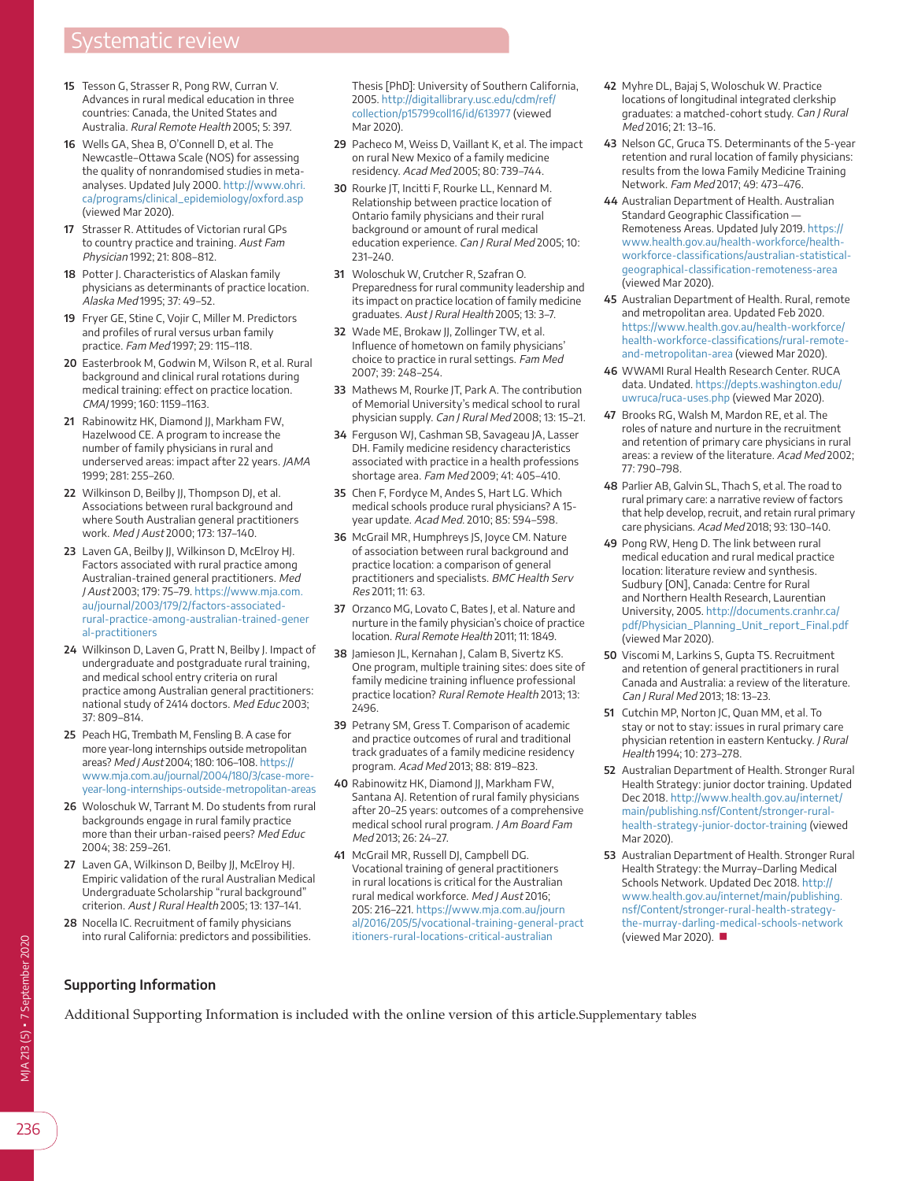15 Tesson G, Strasser R, Pong RW, Curran V. Advances in rural medical education in three countries: Canada, the United States and Australia. *Rural Remote Health* 2005; 5: 397.

16 Wells GA, Shea B, O'Connell D, et al. The Newcastle–Ottawa Scale (NOS) for assessing the quality of nonrandomised studies in meta-analyses. Updated July 2000. http://www.ohri.ca/programs/clinical_epidemiology/oxford.asp (viewed Mar 2020).

17 Strasser R. Attitudes of Victorian rural GPs to country practice and training. *Aust Fam Physician* 1992; 21: 808–812.

18 Potter J. Characteristics of Alaskan family physicians as determinants of practice location. *Alaska Med* 1995; 37: 49–52.

19 Fryer GE, Stine C, Vojir C, Miller M. Predictors and profiles of rural versus urban family practice. *Fam Med* 1997; 29: 115–118.

20 Easterbrook M, Godwin M, Wilson R, et al. Rural background and clinical rural rotations during medical training: effect on practice location. *CMAJ* 1999; 160: 1159–1163.

21 Rabinowitz HK, Diamond JJ, Markham FW, Hazelwood CE. A program to increase the number of family physicians in rural and underserved areas: impact after 22 years. *JAMA* 1999; 281: 255–260.

22 Wilkinson D, Beilby JJ, Thompson DJ, et al. Associations between rural background and where South Australian general practitioners work. *Med J Aust* 2000; 173: 137–140.

23 Laven GA, Beilby JJ, Wilkinson D, McElroy HJ. Factors associated with rural practice among Australian-trained general practitioners. *Med J Aust* 2003; 179: 75–79. https://www.mja.com.au/journal/2003/179/2/factors-associated-rural-practice-among-australian-trained-general-practitioners

24 Wilkinson D, Laven G, Pratt N, Beilby J. Impact of undergraduate and postgraduate rural training, and medical school entry criteria on rural practice among Australian general practitioners: national study of 2414 doctors. *Med Educ* 2003; 37: 809–814.

25 Peach HG, Trembath M, Fensling B. A case for more year-long internships outside metropolitan areas? *Med J Aust* 2004; 180: 106–108. https://www.mja.com.au/journal/2004/180/3/case-more-year-long-internships-outside-metropolitan-areas

26 Woloschuk W, Tarrant M. Do students from rural backgrounds engage in rural family practice more than their urban-raised peers? *Med Educ* 2004; 38: 259–261.

27 Laven GA, Wilkinson D, Beilby JJ, McElroy HJ. Empiric validation of the rural Australian Medical Undergraduate Scholarship "rural background" criterion. *Aust J Rural Health* 2005; 13: 137–141.

28 Nocella IC. Recruitment of family physicians into rural California: predictors and possibilities. Thesis [PhD]: University of Southern California, 2005. http://digitallibrary.usc.edu/cdm/ref/collection/p15799coll16/id/613977 (viewed Mar 2020).

29 Pacheco M, Weiss D, Vaillant K, et al. The impact on rural New Mexico of a family medicine residency. *Acad Med* 2005; 80: 739–744.

30 Rourke JT, Incitti F, Rourke LL, Kennard M. Relationship between practice location of Ontario family physicians and their rural background or amount of rural medical education experience. *Can J Rural Med* 2005; 10: 231–240.

31 Woloschuk W, Crutcher R, Szafran O. Preparedness for rural community leadership and its impact on practice location of family medicine graduates. *Aust J Rural Health* 2005; 13: 3–7.

32 Wade ME, Brokaw JJ, Zollinger TW, et al. Influence of hometown on family physicians' choice to practice in rural settings. *Fam Med* 2007; 39: 248–254.

33 Mathews M, Rourke JT, Park A. The contribution of Memorial University's medical school to rural physician supply. *Can J Rural Med* 2008; 13: 15–21.

34 Ferguson WJ, Cashman SB, Savageau JA, Lasser DH. Family medicine residency characteristics associated with practice in a health professions shortage area. *Fam Med* 2009; 41: 405–410.

35 Chen F, Fordyce M, Andes S, Hart LG. Which medical schools produce rural physicians? A 15-year update. *Acad Med.* 2010; 85: 594–598.

36 McGrail MR, Humphreys JS, Joyce CM. Nature of association between rural background and practice location: a comparison of general practitioners and specialists. *BMC Health Serv Res* 2011; 11: 63.

37 Orzanco MG, Lovato C, Bates J, et al. Nature and nurture in the family physician's choice of practice location. *Rural Remote Health* 2011; 11: 1849.

38 Jamieson JL, Kernahan J, Calam B, Sivertz KS. One program, multiple training sites: does site of family medicine training influence professional practice location? *Rural Remote Health* 2013; 13: 2496.

39 Petrany SM, Gress T. Comparison of academic and practice outcomes of rural and traditional track graduates of a family medicine residency program. *Acad Med* 2013; 88: 819–823.

40 Rabinowitz HK, Diamond JJ, Markham FW, Santana AJ. Retention of rural family physicians after 20–25 years: outcomes of a comprehensive medical school rural program. *J Am Board Fam Med* 2013; 26: 24–27.

41 McGrail MR, Russell DJ, Campbell DG. Vocational training of general practitioners in rural locations is critical for the Australian rural medical workforce. *Med J Aust* 2016; 205: 216–221. https://www.mja.com.au/journal/2016/205/5/vocational-training-general-practitioners-rural-locations-critical-australian

42 Myhre DL, Bajaj S, Woloschuk W. Practice locations of longitudinal integrated clerkship graduates: a matched-cohort study. *Can J Rural Med* 2016; 21: 13–16.

43 Nelson GC, Gruca TS. Determinants of the 5-year retention and rural location of family physicians: results from the Iowa Family Medicine Training Network. *Fam Med* 2017; 49: 473–476.

44 Australian Department of Health. Australian Standard Geographic Classification — Remoteness Areas. Updated July 2019. https://www.health.gov.au/health-workforce/health-workforce-classifications/australian-statistical-geographical-classification-remoteness-area (viewed Mar 2020).

45 Australian Department of Health. Rural, remote and metropolitan area. Updated Feb 2020. https://www.health.gov.au/health-workforce/health-workforce-classifications/rural-remote-and-metropolitan-area (viewed Mar 2020).

46 WWAMI Rural Health Research Center. RUCA data. Undated. https://depts.washington.edu/uwruca/ruca-uses.php (viewed Mar 2020).

47 Brooks RG, Walsh M, Mardon RE, et al. The roles of nature and nurture in the recruitment and retention of primary care physicians in rural areas: a review of the literature. *Acad Med* 2002; 77: 790–798.

48 Parlier AB, Galvin SL, Thach S, et al. The road to rural primary care: a narrative review of factors that help develop, recruit, and retain rural primary care physicians. *Acad Med* 2018; 93: 130–140.

49 Pong RW, Heng D. The link between rural medical education and rural medical practice location: literature review and synthesis. Sudbury [ON], Canada: Centre for Rural and Northern Health Research, Laurentian University, 2005. http://documents.cranhr.ca/pdf/Physician_Planning_Unit_report_Final.pdf (viewed Mar 2020).

50 Viscomi M, Larkins S, Gupta TS. Recruitment and retention of general practitioners in rural Canada and Australia: a review of the literature. *Can J Rural Med* 2013; 18: 13–23.

51 Cutchin MP, Norton JC, Quan MM, et al. To stay or not to stay: issues in rural primary care physician retention in eastern Kentucky. *J Rural Health* 1994; 10: 273–278.

52 Australian Department of Health. Stronger Rural Health Strategy: junior doctor training. Updated Dec 2018. http://www.health.gov.au/internet/main/publishing.nsf/Content/stronger-rural-health-strategy-junior-doctor-training (viewed Mar 2020).

53 Australian Department of Health. Stronger Rural Health Strategy: the Murray–Darling Medical Schools Network. Updated Dec 2018. http://www.health.gov.au/internet/main/publishing.nsf/Content/stronger-rural-health-strategy-the-murray-darling-medical-schools-network (viewed Mar 2020). ■

## Supporting Information

Additional Supporting Information is included with the online version of this article.Supplementary tables